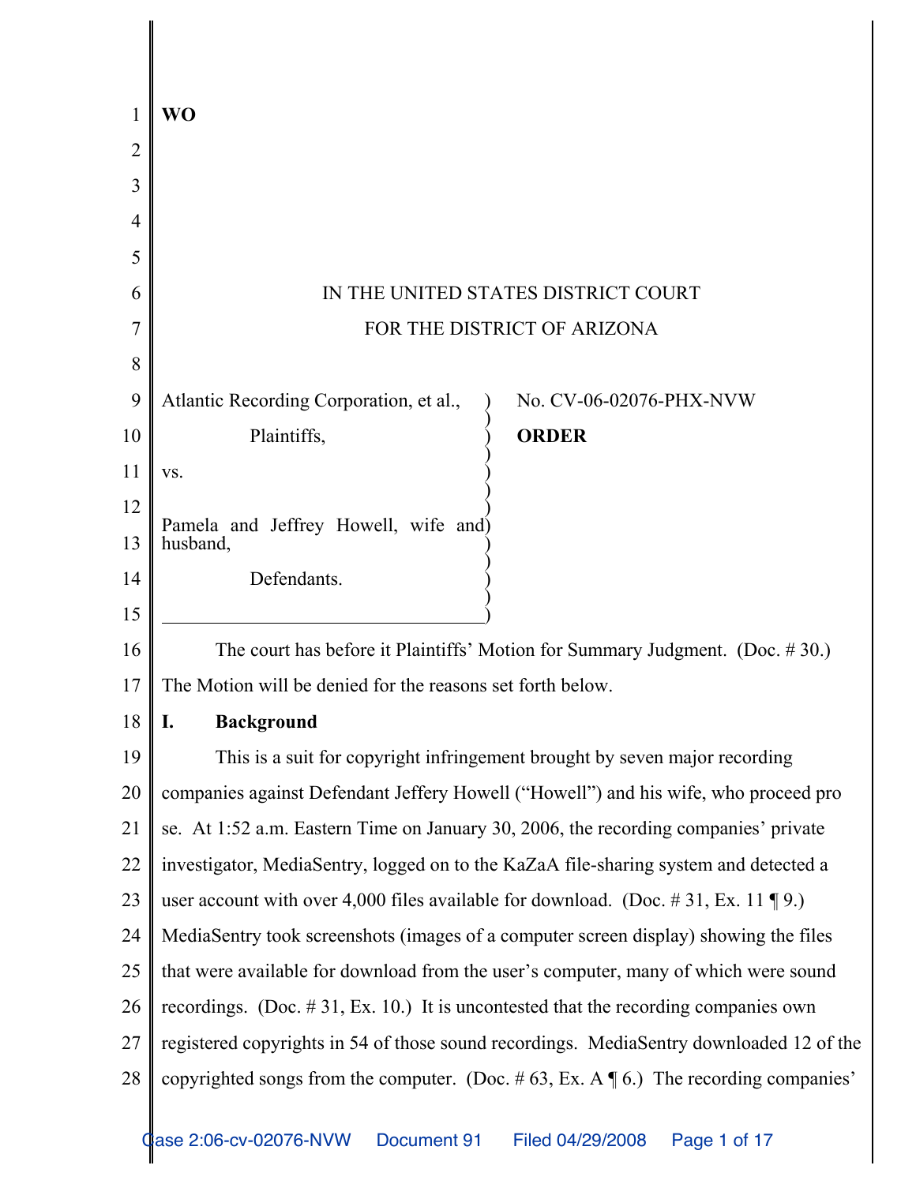WO

IN THE UNITED STATES DISTRICT COURT
FOR THE DISTRICT OF ARIZONA

Atlantic Recording Corporation, et al.,

Plaintiffs,

vs.

Pamela and Jeffrey Howell, wife and husband,

Defendants.

No. CV-06-02076-PHX-NVW

**ORDER**

The court has before it Plaintiffs' Motion for Summary Judgment. (Doc. # 30.) The Motion will be denied for the reasons set forth below.

## I. Background

This is a suit for copyright infringement brought by seven major recording companies against Defendant Jeffery Howell ("Howell") and his wife, who proceed pro se. At 1:52 a.m. Eastern Time on January 30, 2006, the recording companies' private investigator, MediaSentry, logged on to the KaZaA file-sharing system and detected a user account with over 4,000 files available for download. (Doc. # 31, Ex. 11 ¶ 9.) MediaSentry took screenshots (images of a computer screen display) showing the files that were available for download from the user's computer, many of which were sound recordings. (Doc. # 31, Ex. 10.) It is uncontested that the recording companies own registered copyrights in 54 of those sound recordings. MediaSentry downloaded 12 of the copyrighted songs from the computer. (Doc. # 63, Ex. A ¶ 6.) The recording companies'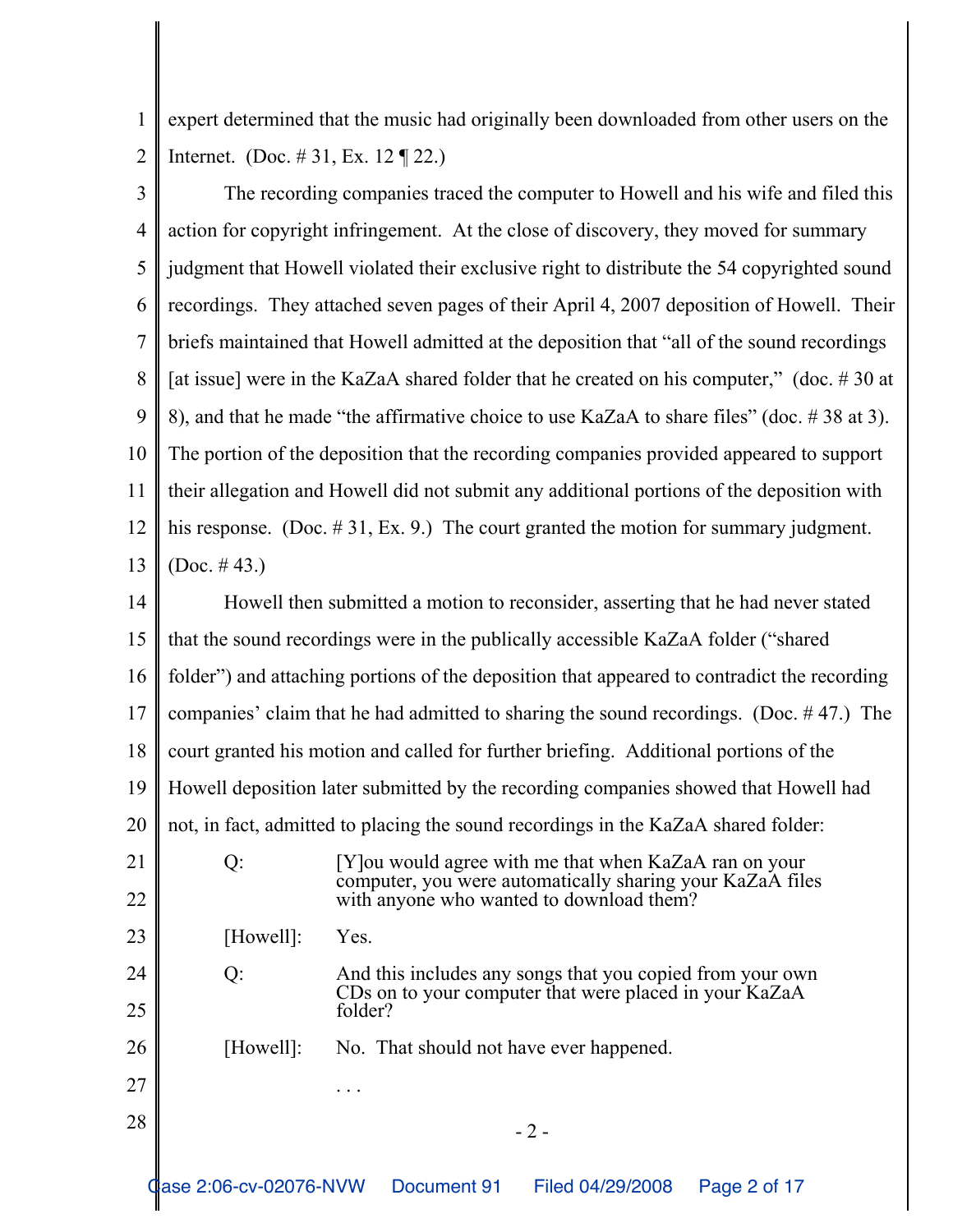expert determined that the music had originally been downloaded from other users on the Internet. (Doc. # 31, Ex. 12 ¶ 22.)

The recording companies traced the computer to Howell and his wife and filed this action for copyright infringement. At the close of discovery, they moved for summary judgment that Howell violated their exclusive right to distribute the 54 copyrighted sound recordings. They attached seven pages of their April 4, 2007 deposition of Howell. Their briefs maintained that Howell admitted at the deposition that "all of the sound recordings [at issue] were in the KaZaA shared folder that he created on his computer," (doc. # 30 at 8), and that he made "the affirmative choice to use KaZaA to share files" (doc. # 38 at 3). The portion of the deposition that the recording companies provided appeared to support their allegation and Howell did not submit any additional portions of the deposition with his response. (Doc. # 31, Ex. 9.) The court granted the motion for summary judgment. (Doc. # 43.)

Howell then submitted a motion to reconsider, asserting that he had never stated that the sound recordings were in the publically accessible KaZaA folder ("shared folder") and attaching portions of the deposition that appeared to contradict the recording companies' claim that he had admitted to sharing the sound recordings. (Doc. # 47.) The court granted his motion and called for further briefing. Additional portions of the Howell deposition later submitted by the recording companies showed that Howell had not, in fact, admitted to placing the sound recordings in the KaZaA shared folder:

> Q: [Y]ou would agree with me that when KaZaA ran on your computer, you were automatically sharing your KaZaA files with anyone who wanted to download them?
>
> [Howell]: Yes.
>
> Q: And this includes any songs that you copied from your own CDs on to your computer that were placed in your KaZaA folder?
>
> [Howell]: No. That should not have ever happened.
>
> . . .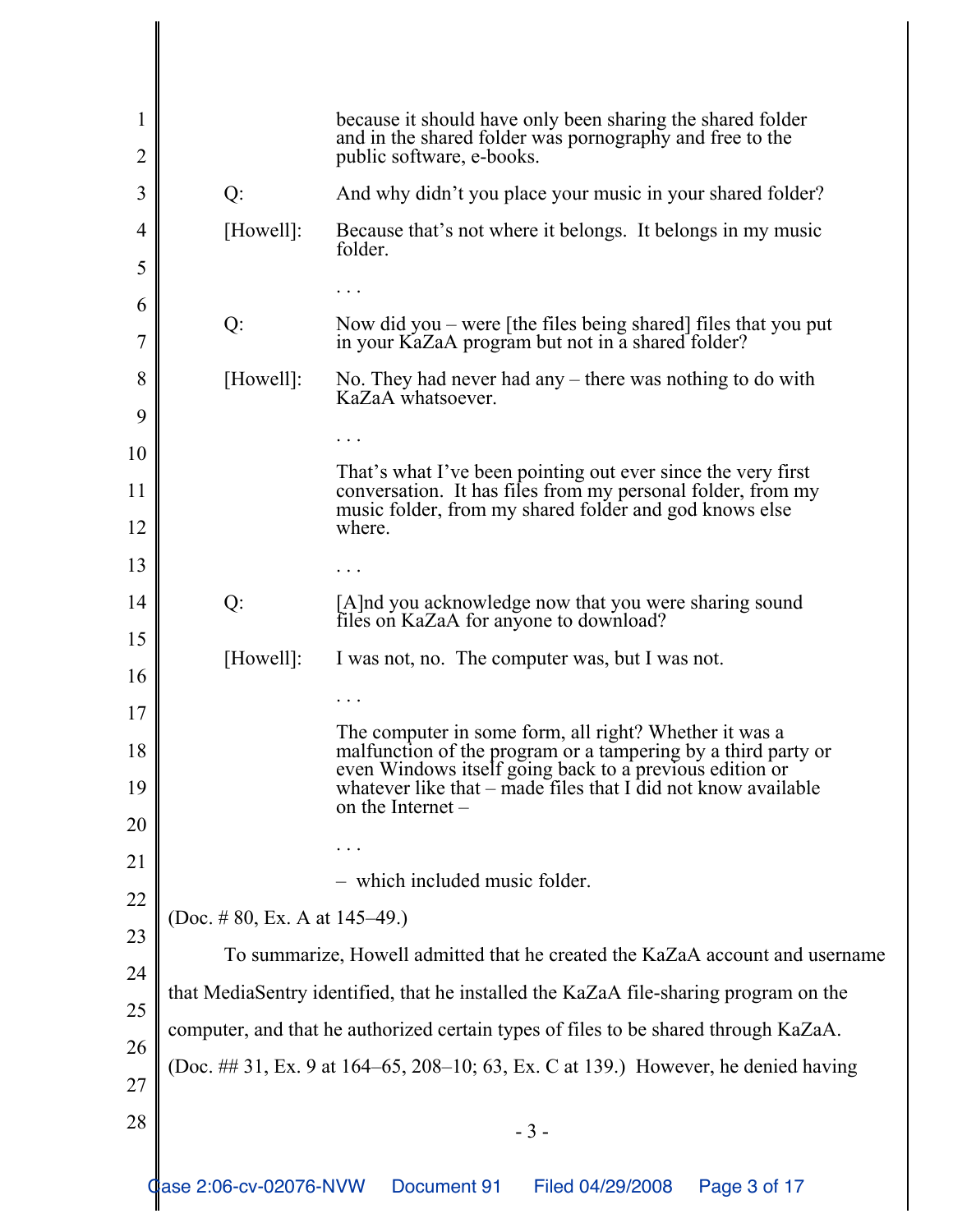because it should have only been sharing the shared folder and in the shared folder was pornography and free to the public software, e-books.

| | |
|---|---|
| Q: | And why didn't you place your music in your shared folder? |
| [Howell]: | Because that's not where it belongs. It belongs in my music folder. |
| | . . . |
| Q: | Now did you – were [the files being shared] files that you put in your KaZaA program but not in a shared folder? |
| [Howell]: | No. They had never had any – there was nothing to do with KaZaA whatsoever. |
| | . . . |
| | That's what I've been pointing out ever since the very first conversation. It has files from my personal folder, from my music folder, from my shared folder and god knows else where. |
| | . . . |
| Q: | [A]nd you acknowledge now that you were sharing sound files on KaZaA for anyone to download? |
| [Howell]: | I was not, no. The computer was, but I was not. |
| | . . . |
| | The computer in some form, all right? Whether it was a malfunction of the program or a tampering by a third party or even Windows itself going back to a previous edition or whatever like that – made files that I did not know available on the Internet – |
| | . . . |
| | – which included music folder. |

(Doc. # 80, Ex. A at 145–49.)

To summarize, Howell admitted that he created the KaZaA account and username that MediaSentry identified, that he installed the KaZaA file-sharing program on the computer, and that he authorized certain types of files to be shared through KaZaA. (Doc. ## 31, Ex. 9 at 164–65, 208–10; 63, Ex. C at 139.) However, he denied having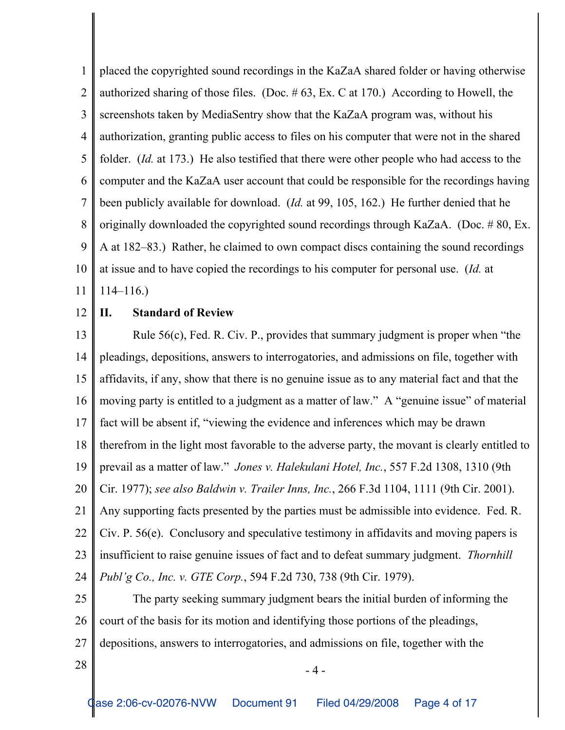placed the copyrighted sound recordings in the KaZaA shared folder or having otherwise authorized sharing of those files. (Doc. # 63, Ex. C at 170.) According to Howell, the screenshots taken by MediaSentry show that the KaZaA program was, without his authorization, granting public access to files on his computer that were not in the shared folder. (*Id.* at 173.) He also testified that there were other people who had access to the computer and the KaZaA user account that could be responsible for the recordings having been publicly available for download. (*Id.* at 99, 105, 162.) He further denied that he originally downloaded the copyrighted sound recordings through KaZaA. (Doc. # 80, Ex. A at 182–83.) Rather, he claimed to own compact discs containing the sound recordings at issue and to have copied the recordings to his computer for personal use. (*Id.* at 114–116.)

## II. Standard of Review

Rule 56(c), Fed. R. Civ. P., provides that summary judgment is proper when "the pleadings, depositions, answers to interrogatories, and admissions on file, together with affidavits, if any, show that there is no genuine issue as to any material fact and that the moving party is entitled to a judgment as a matter of law." A "genuine issue" of material fact will be absent if, "viewing the evidence and inferences which may be drawn therefrom in the light most favorable to the adverse party, the movant is clearly entitled to prevail as a matter of law." *Jones v. Halekulani Hotel, Inc.*, 557 F.2d 1308, 1310 (9th Cir. 1977); *see also Baldwin v. Trailer Inns, Inc.*, 266 F.3d 1104, 1111 (9th Cir. 2001). Any supporting facts presented by the parties must be admissible into evidence. Fed. R. Civ. P. 56(e). Conclusory and speculative testimony in affidavits and moving papers is insufficient to raise genuine issues of fact and to defeat summary judgment. *Thornhill Publ'g Co., Inc. v. GTE Corp.*, 594 F.2d 730, 738 (9th Cir. 1979).

The party seeking summary judgment bears the initial burden of informing the court of the basis for its motion and identifying those portions of the pleadings, depositions, answers to interrogatories, and admissions on file, together with the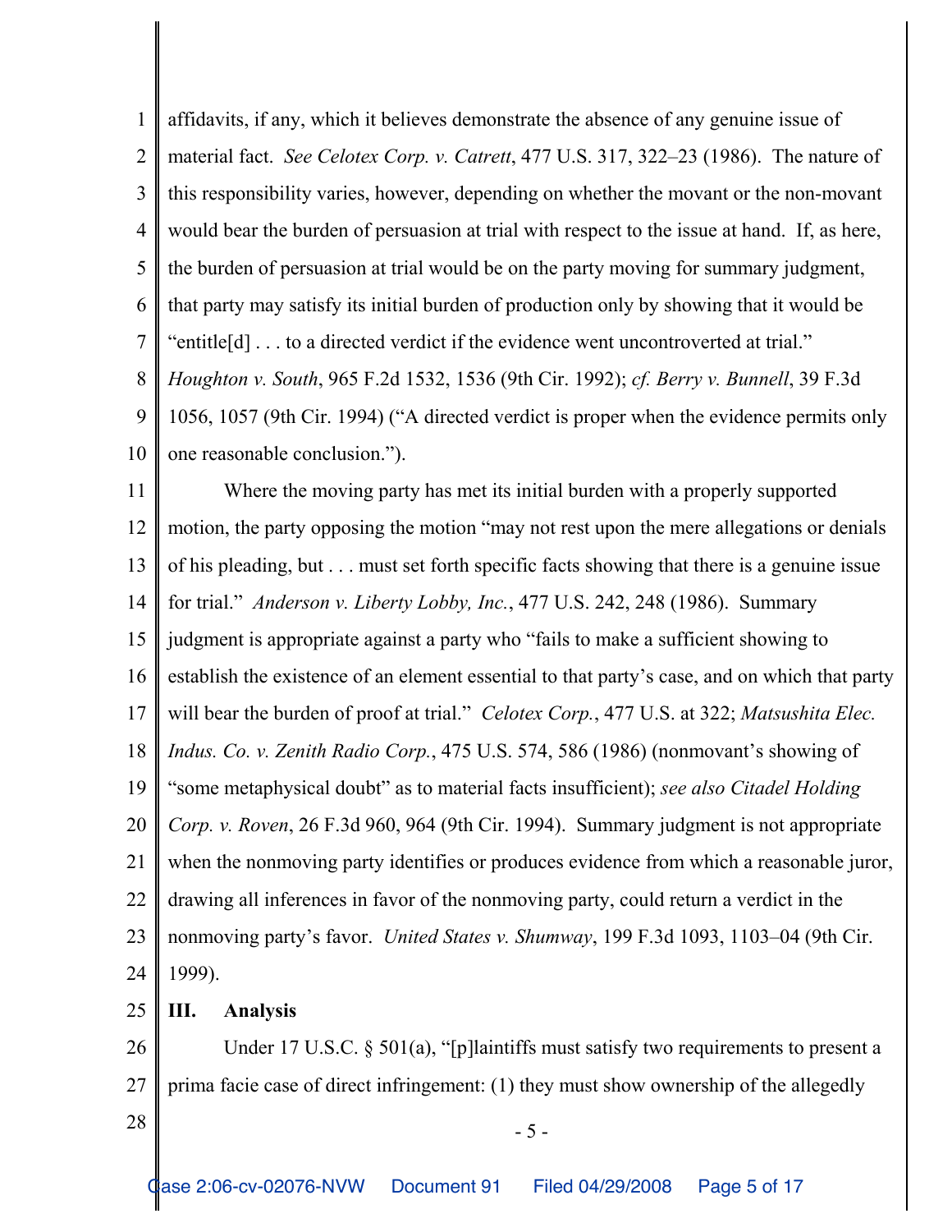affidavits, if any, which it believes demonstrate the absence of any genuine issue of material fact. *See Celotex Corp. v. Catrett*, 477 U.S. 317, 322–23 (1986). The nature of this responsibility varies, however, depending on whether the movant or the non-movant would bear the burden of persuasion at trial with respect to the issue at hand. If, as here, the burden of persuasion at trial would be on the party moving for summary judgment, that party may satisfy its initial burden of production only by showing that it would be "entitle[d] . . . to a directed verdict if the evidence went uncontroverted at trial." *Houghton v. South*, 965 F.2d 1532, 1536 (9th Cir. 1992); *cf. Berry v. Bunnell*, 39 F.3d 1056, 1057 (9th Cir. 1994) ("A directed verdict is proper when the evidence permits only one reasonable conclusion.").

Where the moving party has met its initial burden with a properly supported motion, the party opposing the motion "may not rest upon the mere allegations or denials of his pleading, but . . . must set forth specific facts showing that there is a genuine issue for trial." *Anderson v. Liberty Lobby, Inc.*, 477 U.S. 242, 248 (1986). Summary judgment is appropriate against a party who "fails to make a sufficient showing to establish the existence of an element essential to that party's case, and on which that party will bear the burden of proof at trial." *Celotex Corp.*, 477 U.S. at 322; *Matsushita Elec. Indus. Co. v. Zenith Radio Corp.*, 475 U.S. 574, 586 (1986) (nonmovant's showing of "some metaphysical doubt" as to material facts insufficient); *see also Citadel Holding Corp. v. Roven*, 26 F.3d 960, 964 (9th Cir. 1994). Summary judgment is not appropriate when the nonmoving party identifies or produces evidence from which a reasonable juror, drawing all inferences in favor of the nonmoving party, could return a verdict in the nonmoving party's favor. *United States v. Shumway*, 199 F.3d 1093, 1103–04 (9th Cir. 1999).

## III. Analysis

Under 17 U.S.C. § 501(a), "[p]laintiffs must satisfy two requirements to present a prima facie case of direct infringement: (1) they must show ownership of the allegedly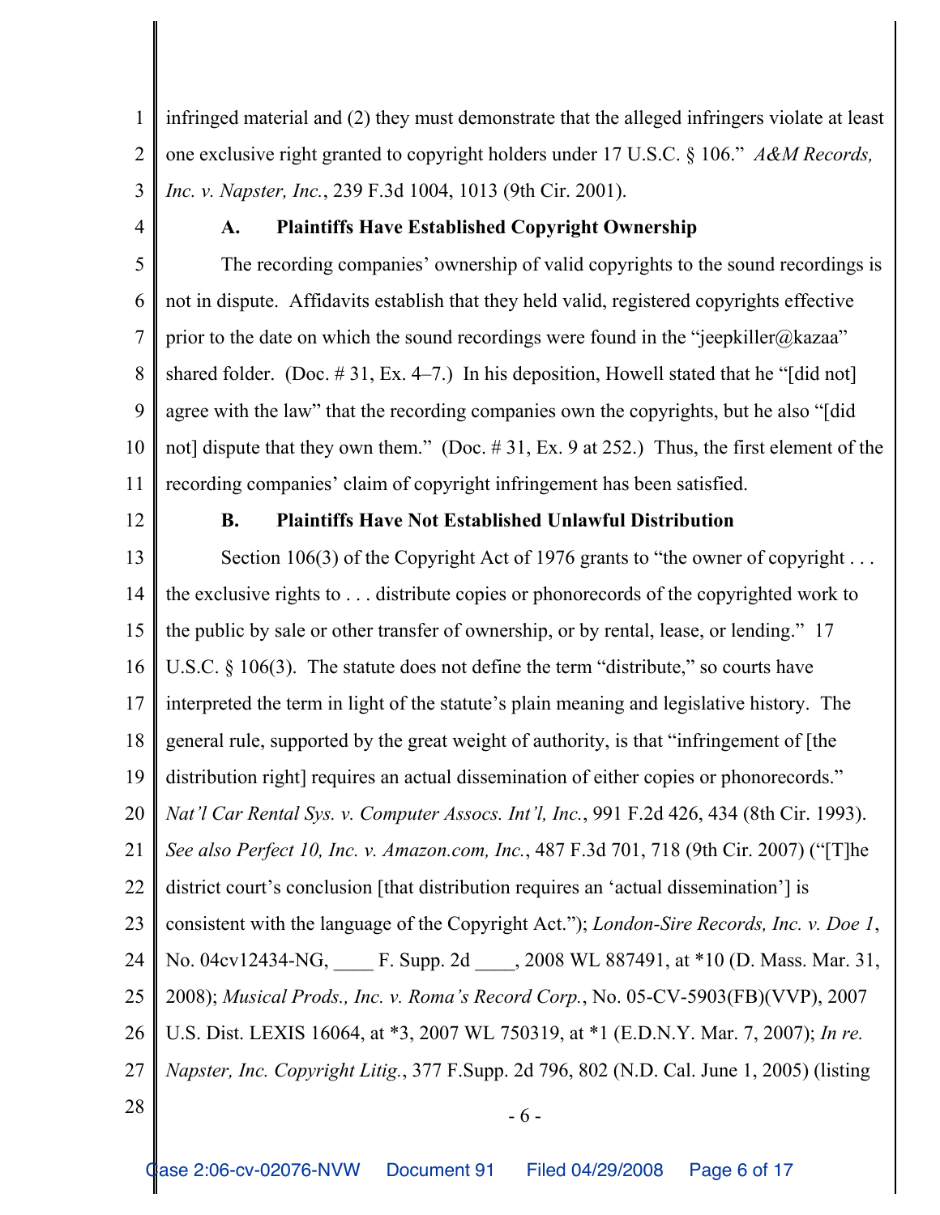infringed material and (2) they must demonstrate that the alleged infringers violate at least one exclusive right granted to copyright holders under 17 U.S.C. § 106." *A&M Records, Inc. v. Napster, Inc.*, 239 F.3d 1004, 1013 (9th Cir. 2001).

**A. Plaintiffs Have Established Copyright Ownership**

The recording companies' ownership of valid copyrights to the sound recordings is not in dispute. Affidavits establish that they held valid, registered copyrights effective prior to the date on which the sound recordings were found in the "jeepkiller@kazaa" shared folder. (Doc. # 31, Ex. 4–7.) In his deposition, Howell stated that he "[did not] agree with the law" that the recording companies own the copyrights, but he also "[did not] dispute that they own them." (Doc. # 31, Ex. 9 at 252.) Thus, the first element of the recording companies' claim of copyright infringement has been satisfied.

**B. Plaintiffs Have Not Established Unlawful Distribution**

Section 106(3) of the Copyright Act of 1976 grants to "the owner of copyright . . . the exclusive rights to . . . distribute copies or phonorecords of the copyrighted work to the public by sale or other transfer of ownership, or by rental, lease, or lending." 17 U.S.C. § 106(3). The statute does not define the term "distribute," so courts have interpreted the term in light of the statute's plain meaning and legislative history. The general rule, supported by the great weight of authority, is that "infringement of [the distribution right] requires an actual dissemination of either copies or phonorecords." *Nat'l Car Rental Sys. v. Computer Assocs. Int'l, Inc.*, 991 F.2d 426, 434 (8th Cir. 1993). *See also Perfect 10, Inc. v. Amazon.com, Inc.*, 487 F.3d 701, 718 (9th Cir. 2007) ("[T]he district court's conclusion [that distribution requires an 'actual dissemination'] is consistent with the language of the Copyright Act."); *London-Sire Records, Inc. v. Doe 1*, No. 04cv12434-NG, ____ F. Supp. 2d ____, 2008 WL 887491, at *10 (D. Mass. Mar. 31, 2008); *Musical Prods., Inc. v. Roma's Record Corp.*, No. 05-CV-5903(FB)(VVP), 2007 U.S. Dist. LEXIS 16064, at *3, 2007 WL 750319, at *1 (E.D.N.Y. Mar. 7, 2007); *In re. Napster, Inc. Copyright Litig.*, 377 F.Supp. 2d 796, 802 (N.D. Cal. June 1, 2005) (listing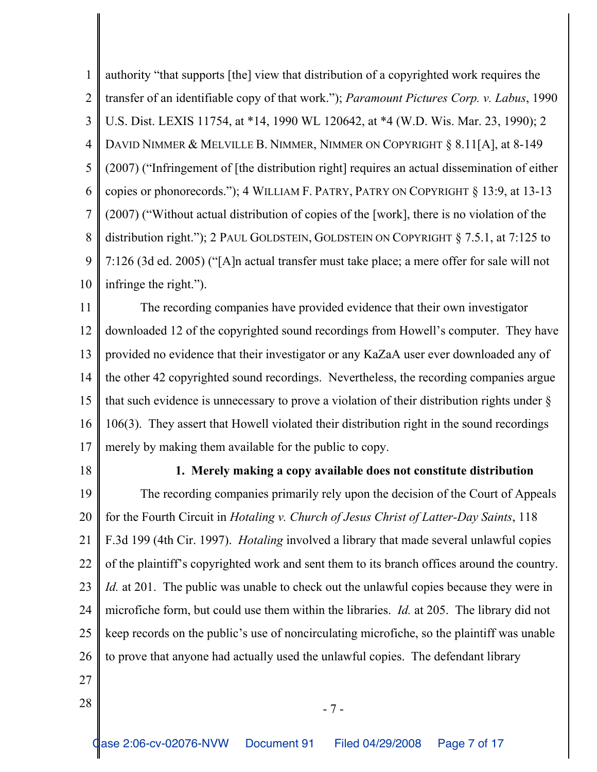authority "that supports [the] view that distribution of a copyrighted work requires the transfer of an identifiable copy of that work."); *Paramount Pictures Corp. v. Labus*, 1990 U.S. Dist. LEXIS 11754, at *14, 1990 WL 120642, at *4 (W.D. Wis. Mar. 23, 1990); 2 DAVID NIMMER & MELVILLE B. NIMMER, NIMMER ON COPYRIGHT § 8.11[A], at 8-149 (2007) ("Infringement of [the distribution right] requires an actual dissemination of either copies or phonorecords."); 4 WILLIAM F. PATRY, PATRY ON COPYRIGHT § 13:9, at 13-13 (2007) ("Without actual distribution of copies of the [work], there is no violation of the distribution right."); 2 PAUL GOLDSTEIN, GOLDSTEIN ON COPYRIGHT § 7.5.1, at 7:125 to 7:126 (3d ed. 2005) ("[A]n actual transfer must take place; a mere offer for sale will not infringe the right.").

The recording companies have provided evidence that their own investigator downloaded 12 of the copyrighted sound recordings from Howell's computer. They have provided no evidence that their investigator or any KaZaA user ever downloaded any of the other 42 copyrighted sound recordings. Nevertheless, the recording companies argue that such evidence is unnecessary to prove a violation of their distribution rights under § 106(3). They assert that Howell violated their distribution right in the sound recordings merely by making them available for the public to copy.

**1. Merely making a copy available does not constitute distribution**

The recording companies primarily rely upon the decision of the Court of Appeals for the Fourth Circuit in *Hotaling v. Church of Jesus Christ of Latter-Day Saints*, 118 F.3d 199 (4th Cir. 1997). *Hotaling* involved a library that made several unlawful copies of the plaintiff's copyrighted work and sent them to its branch offices around the country. *Id.* at 201. The public was unable to check out the unlawful copies because they were in microfiche form, but could use them within the libraries. *Id.* at 205. The library did not keep records on the public's use of noncirculating microfiche, so the plaintiff was unable to prove that anyone had actually used the unlawful copies. The defendant library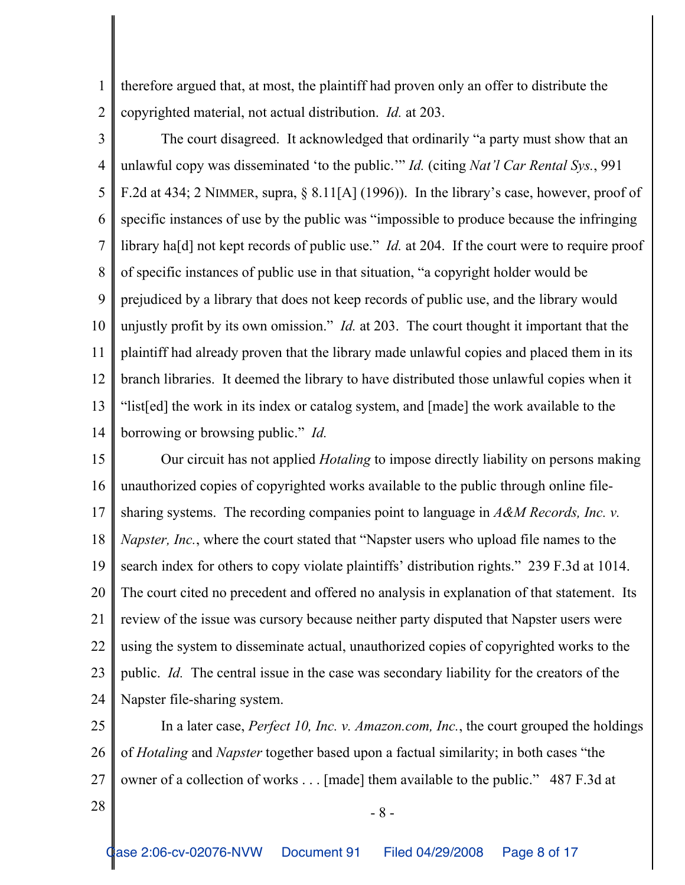therefore argued that, at most, the plaintiff had proven only an offer to distribute the copyrighted material, not actual distribution. *Id.* at 203.

The court disagreed. It acknowledged that ordinarily "a party must show that an unlawful copy was disseminated 'to the public.'" *Id.* (citing *Nat'l Car Rental Sys.*, 991 F.2d at 434; 2 NIMMER, supra, § 8.11[A] (1996)). In the library's case, however, proof of specific instances of use by the public was "impossible to produce because the infringing library ha[d] not kept records of public use." *Id.* at 204. If the court were to require proof of specific instances of public use in that situation, "a copyright holder would be prejudiced by a library that does not keep records of public use, and the library would unjustly profit by its own omission." *Id.* at 203. The court thought it important that the plaintiff had already proven that the library made unlawful copies and placed them in its branch libraries. It deemed the library to have distributed those unlawful copies when it "list[ed] the work in its index or catalog system, and [made] the work available to the borrowing or browsing public." *Id.*

Our circuit has not applied *Hotaling* to impose directly liability on persons making unauthorized copies of copyrighted works available to the public through online file-sharing systems. The recording companies point to language in *A&M Records, Inc. v. Napster, Inc.*, where the court stated that "Napster users who upload file names to the search index for others to copy violate plaintiffs' distribution rights." 239 F.3d at 1014. The court cited no precedent and offered no analysis in explanation of that statement. Its review of the issue was cursory because neither party disputed that Napster users were using the system to disseminate actual, unauthorized copies of copyrighted works to the public. *Id.* The central issue in the case was secondary liability for the creators of the Napster file-sharing system.

In a later case, *Perfect 10, Inc. v. Amazon.com, Inc.*, the court grouped the holdings of *Hotaling* and *Napster* together based upon a factual similarity; in both cases "the owner of a collection of works . . . [made] them available to the public." 487 F.3d at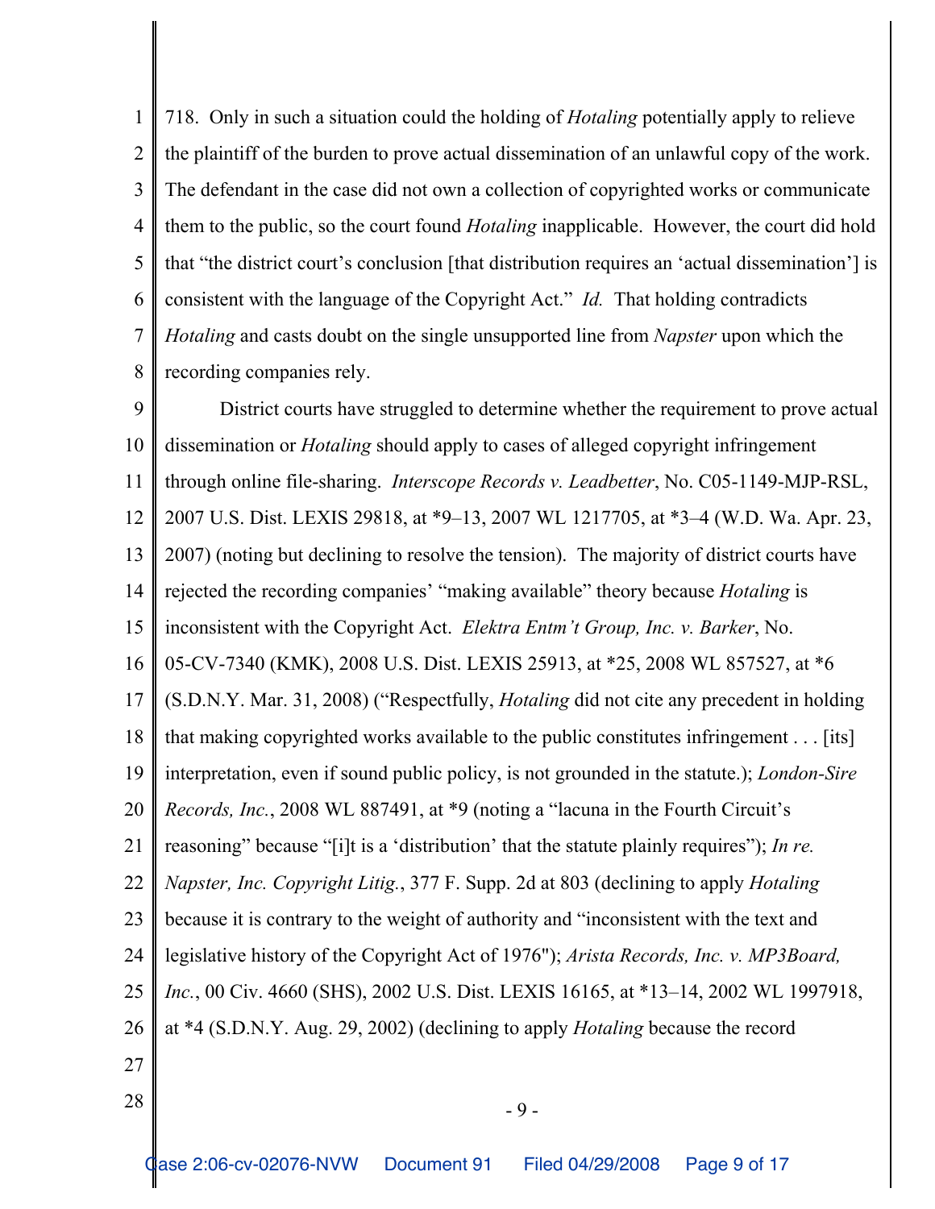718. Only in such a situation could the holding of *Hotaling* potentially apply to relieve the plaintiff of the burden to prove actual dissemination of an unlawful copy of the work. The defendant in the case did not own a collection of copyrighted works or communicate them to the public, so the court found *Hotaling* inapplicable. However, the court did hold that "the district court's conclusion [that distribution requires an 'actual dissemination'] is consistent with the language of the Copyright Act." *Id.* That holding contradicts *Hotaling* and casts doubt on the single unsupported line from *Napster* upon which the recording companies rely.

District courts have struggled to determine whether the requirement to prove actual dissemination or *Hotaling* should apply to cases of alleged copyright infringement through online file-sharing. *Interscope Records v. Leadbetter*, No. C05-1149-MJP-RSL, 2007 U.S. Dist. LEXIS 29818, at *9–13, 2007 WL 1217705, at *3–4 (W.D. Wa. Apr. 23, 2007) (noting but declining to resolve the tension). The majority of district courts have rejected the recording companies' "making available" theory because *Hotaling* is inconsistent with the Copyright Act. *Elektra Entm't Group, Inc. v. Barker*, No. 05-CV-7340 (KMK), 2008 U.S. Dist. LEXIS 25913, at *25, 2008 WL 857527, at *6 (S.D.N.Y. Mar. 31, 2008) ("Respectfully, *Hotaling* did not cite any precedent in holding that making copyrighted works available to the public constitutes infringement . . . [its] interpretation, even if sound public policy, is not grounded in the statute.); *London-Sire Records, Inc.*, 2008 WL 887491, at *9 (noting a "lacuna in the Fourth Circuit's reasoning" because "[i]t is a 'distribution' that the statute plainly requires"); *In re. Napster, Inc. Copyright Litig.*, 377 F. Supp. 2d at 803 (declining to apply *Hotaling* because it is contrary to the weight of authority and "inconsistent with the text and legislative history of the Copyright Act of 1976"); *Arista Records, Inc. v. MP3Board, Inc.*, 00 Civ. 4660 (SHS), 2002 U.S. Dist. LEXIS 16165, at *13–14, 2002 WL 1997918, at *4 (S.D.N.Y. Aug. 29, 2002) (declining to apply *Hotaling* because the record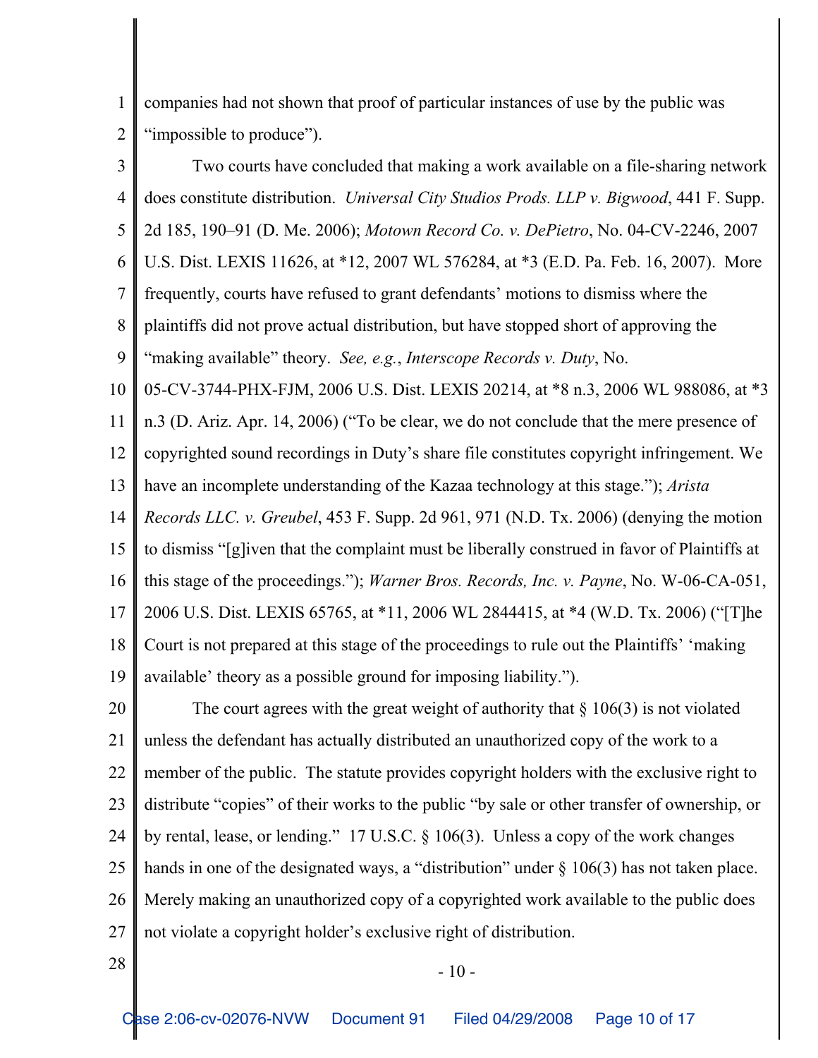companies had not shown that proof of particular instances of use by the public was "impossible to produce").

Two courts have concluded that making a work available on a file-sharing network does constitute distribution. *Universal City Studios Prods. LLP v. Bigwood*, 441 F. Supp. 2d 185, 190–91 (D. Me. 2006); *Motown Record Co. v. DePietro*, No. 04-CV-2246, 2007 U.S. Dist. LEXIS 11626, at *12, 2007 WL 576284, at *3 (E.D. Pa. Feb. 16, 2007). More frequently, courts have refused to grant defendants' motions to dismiss where the plaintiffs did not prove actual distribution, but have stopped short of approving the "making available" theory. *See, e.g.*, *Interscope Records v. Duty*, No. 05-CV-3744-PHX-FJM, 2006 U.S. Dist. LEXIS 20214, at *8 n.3, 2006 WL 988086, at *3 n.3 (D. Ariz. Apr. 14, 2006) ("To be clear, we do not conclude that the mere presence of copyrighted sound recordings in Duty's share file constitutes copyright infringement. We have an incomplete understanding of the Kazaa technology at this stage."); *Arista Records LLC. v. Greubel*, 453 F. Supp. 2d 961, 971 (N.D. Tx. 2006) (denying the motion to dismiss "[g]iven that the complaint must be liberally construed in favor of Plaintiffs at this stage of the proceedings."); *Warner Bros. Records, Inc. v. Payne*, No. W-06-CA-051, 2006 U.S. Dist. LEXIS 65765, at *11, 2006 WL 2844415, at *4 (W.D. Tx. 2006) ("[T]he Court is not prepared at this stage of the proceedings to rule out the Plaintiffs' 'making available' theory as a possible ground for imposing liability.").

The court agrees with the great weight of authority that § 106(3) is not violated unless the defendant has actually distributed an unauthorized copy of the work to a member of the public. The statute provides copyright holders with the exclusive right to distribute "copies" of their works to the public "by sale or other transfer of ownership, or by rental, lease, or lending." 17 U.S.C. § 106(3). Unless a copy of the work changes hands in one of the designated ways, a "distribution" under § 106(3) has not taken place. Merely making an unauthorized copy of a copyrighted work available to the public does not violate a copyright holder's exclusive right of distribution.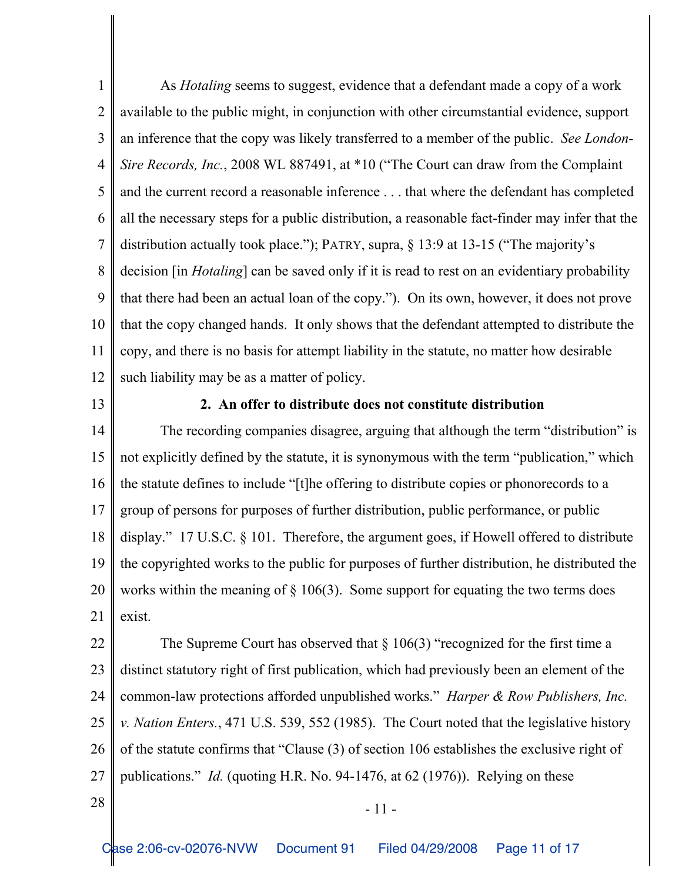As *Hotaling* seems to suggest, evidence that a defendant made a copy of a work available to the public might, in conjunction with other circumstantial evidence, support an inference that the copy was likely transferred to a member of the public. *See London-Sire Records, Inc.*, 2008 WL 887491, at *10 ("The Court can draw from the Complaint and the current record a reasonable inference . . . that where the defendant has completed all the necessary steps for a public distribution, a reasonable fact-finder may infer that the distribution actually took place."); PATRY, supra, § 13:9 at 13-15 ("The majority's decision [in *Hotaling*] can be saved only if it is read to rest on an evidentiary probability that there had been an actual loan of the copy."). On its own, however, it does not prove that the copy changed hands. It only shows that the defendant attempted to distribute the copy, and there is no basis for attempt liability in the statute, no matter how desirable such liability may be as a matter of policy.

**2. An offer to distribute does not constitute distribution**

The recording companies disagree, arguing that although the term "distribution" is not explicitly defined by the statute, it is synonymous with the term "publication," which the statute defines to include "[t]he offering to distribute copies or phonorecords to a group of persons for purposes of further distribution, public performance, or public display." 17 U.S.C. § 101. Therefore, the argument goes, if Howell offered to distribute the copyrighted works to the public for purposes of further distribution, he distributed the works within the meaning of § 106(3). Some support for equating the two terms does exist.

The Supreme Court has observed that § 106(3) "recognized for the first time a distinct statutory right of first publication, which had previously been an element of the common-law protections afforded unpublished works." *Harper & Row Publishers, Inc. v. Nation Enters.*, 471 U.S. 539, 552 (1985). The Court noted that the legislative history of the statute confirms that "Clause (3) of section 106 establishes the exclusive right of publications." *Id.* (quoting H.R. No. 94-1476, at 62 (1976)). Relying on these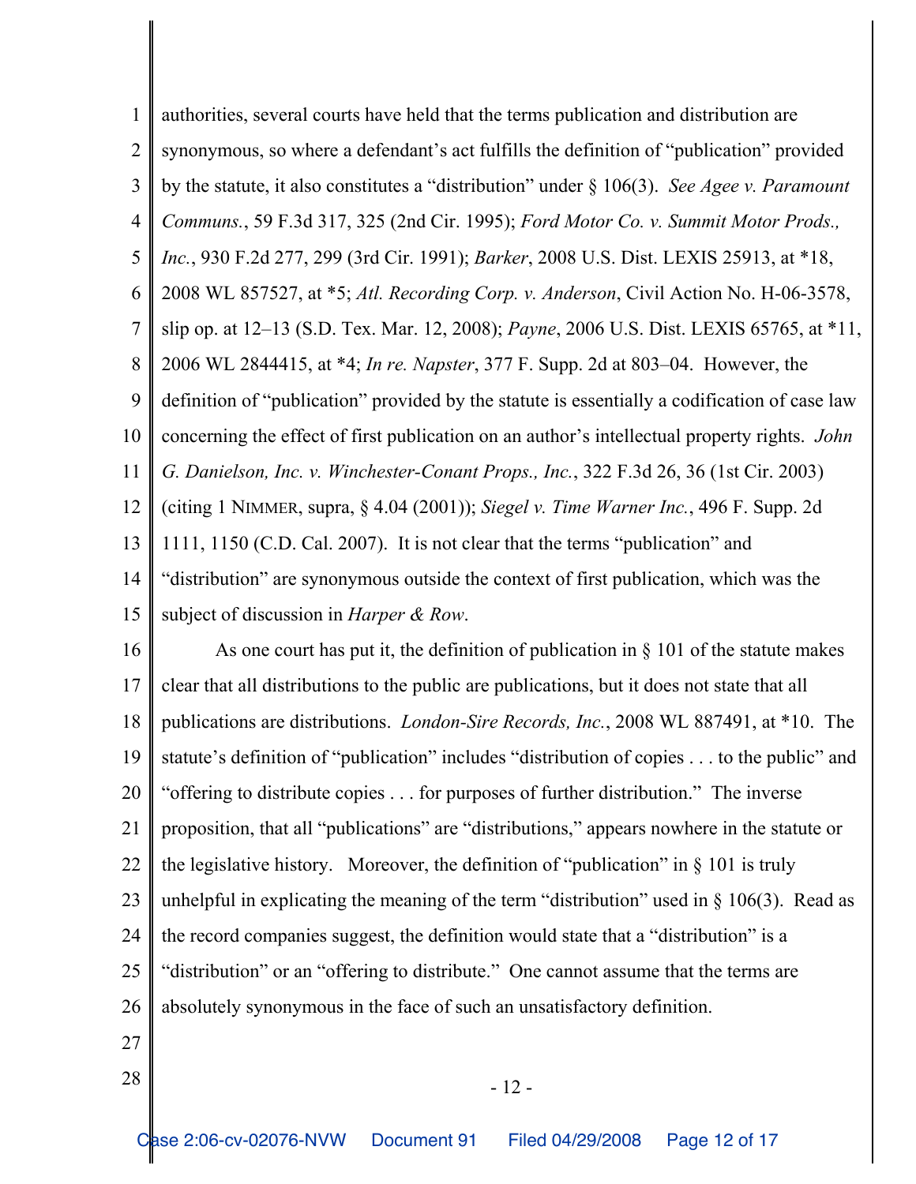authorities, several courts have held that the terms publication and distribution are synonymous, so where a defendant's act fulfills the definition of "publication" provided by the statute, it also constitutes a "distribution" under § 106(3). *See Agee v. Paramount Communs.*, 59 F.3d 317, 325 (2nd Cir. 1995); *Ford Motor Co. v. Summit Motor Prods., Inc.*, 930 F.2d 277, 299 (3rd Cir. 1991); *Barker*, 2008 U.S. Dist. LEXIS 25913, at *18, 2008 WL 857527, at *5; *Atl. Recording Corp. v. Anderson*, Civil Action No. H-06-3578, slip op. at 12–13 (S.D. Tex. Mar. 12, 2008); *Payne*, 2006 U.S. Dist. LEXIS 65765, at *11, 2006 WL 2844415, at *4; *In re. Napster*, 377 F. Supp. 2d at 803–04. However, the definition of "publication" provided by the statute is essentially a codification of case law concerning the effect of first publication on an author's intellectual property rights. *John G. Danielson, Inc. v. Winchester-Conant Props., Inc.*, 322 F.3d 26, 36 (1st Cir. 2003) (citing 1 NIMMER, supra, § 4.04 (2001)); *Siegel v. Time Warner Inc.*, 496 F. Supp. 2d 1111, 1150 (C.D. Cal. 2007). It is not clear that the terms "publication" and "distribution" are synonymous outside the context of first publication, which was the subject of discussion in *Harper & Row*.

As one court has put it, the definition of publication in § 101 of the statute makes clear that all distributions to the public are publications, but it does not state that all publications are distributions. *London-Sire Records, Inc.*, 2008 WL 887491, at *10. The statute's definition of "publication" includes "distribution of copies . . . to the public" and "offering to distribute copies . . . for purposes of further distribution." The inverse proposition, that all "publications" are "distributions," appears nowhere in the statute or the legislative history. Moreover, the definition of "publication" in § 101 is truly unhelpful in explicating the meaning of the term "distribution" used in § 106(3). Read as the record companies suggest, the definition would state that a "distribution" is a "distribution" or an "offering to distribute." One cannot assume that the terms are absolutely synonymous in the face of such an unsatisfactory definition.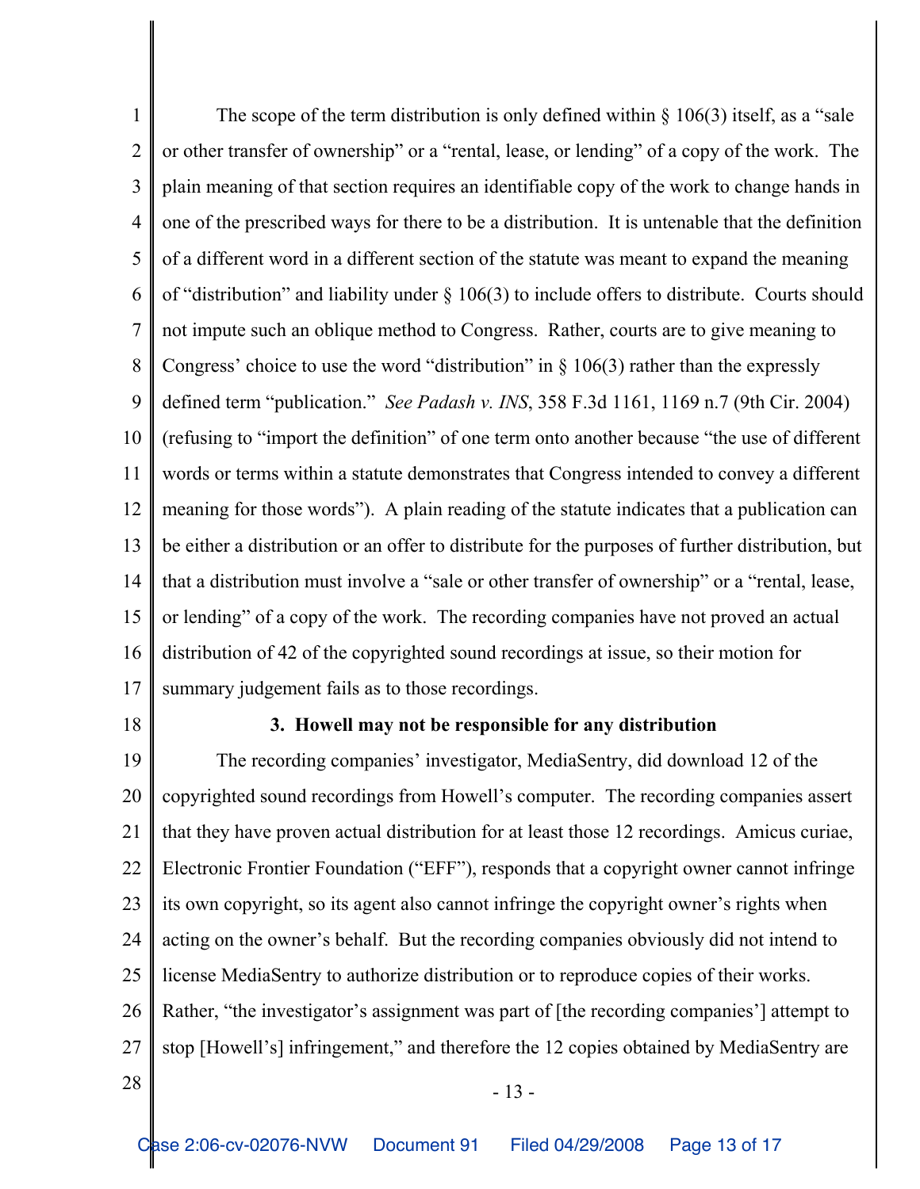The scope of the term distribution is only defined within § 106(3) itself, as a "sale or other transfer of ownership" or a "rental, lease, or lending" of a copy of the work. The plain meaning of that section requires an identifiable copy of the work to change hands in one of the prescribed ways for there to be a distribution. It is untenable that the definition of a different word in a different section of the statute was meant to expand the meaning of "distribution" and liability under § 106(3) to include offers to distribute. Courts should not impute such an oblique method to Congress. Rather, courts are to give meaning to Congress' choice to use the word "distribution" in § 106(3) rather than the expressly defined term "publication." *See Padash v. INS*, 358 F.3d 1161, 1169 n.7 (9th Cir. 2004) (refusing to "import the definition" of one term onto another because "the use of different words or terms within a statute demonstrates that Congress intended to convey a different meaning for those words"). A plain reading of the statute indicates that a publication can be either a distribution or an offer to distribute for the purposes of further distribution, but that a distribution must involve a "sale or other transfer of ownership" or a "rental, lease, or lending" of a copy of the work. The recording companies have not proved an actual distribution of 42 of the copyrighted sound recordings at issue, so their motion for summary judgement fails as to those recordings.

**3. Howell may not be responsible for any distribution**

The recording companies' investigator, MediaSentry, did download 12 of the copyrighted sound recordings from Howell's computer. The recording companies assert that they have proven actual distribution for at least those 12 recordings. Amicus curiae, Electronic Frontier Foundation ("EFF"), responds that a copyright owner cannot infringe its own copyright, so its agent also cannot infringe the copyright owner's rights when acting on the owner's behalf. But the recording companies obviously did not intend to license MediaSentry to authorize distribution or to reproduce copies of their works. Rather, "the investigator's assignment was part of [the recording companies'] attempt to stop [Howell's] infringement," and therefore the 12 copies obtained by MediaSentry are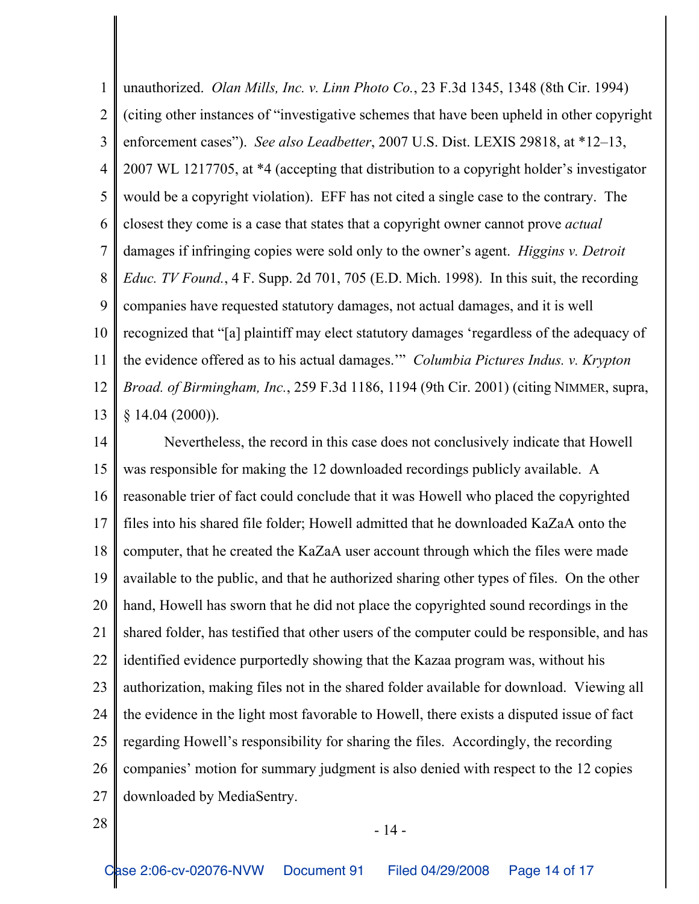unauthorized. *Olan Mills, Inc. v. Linn Photo Co.*, 23 F.3d 1345, 1348 (8th Cir. 1994) (citing other instances of "investigative schemes that have been upheld in other copyright enforcement cases"). *See also Leadbetter*, 2007 U.S. Dist. LEXIS 29818, at *12–13, 2007 WL 1217705, at *4 (accepting that distribution to a copyright holder's investigator would be a copyright violation). EFF has not cited a single case to the contrary. The closest they come is a case that states that a copyright owner cannot prove *actual* damages if infringing copies were sold only to the owner's agent. *Higgins v. Detroit Educ. TV Found.*, 4 F. Supp. 2d 701, 705 (E.D. Mich. 1998). In this suit, the recording companies have requested statutory damages, not actual damages, and it is well recognized that "[a] plaintiff may elect statutory damages 'regardless of the adequacy of the evidence offered as to his actual damages.'" *Columbia Pictures Indus. v. Krypton Broad. of Birmingham, Inc.*, 259 F.3d 1186, 1194 (9th Cir. 2001) (citing NIMMER, supra, § 14.04 (2000)).

Nevertheless, the record in this case does not conclusively indicate that Howell was responsible for making the 12 downloaded recordings publicly available. A reasonable trier of fact could conclude that it was Howell who placed the copyrighted files into his shared file folder; Howell admitted that he downloaded KaZaA onto the computer, that he created the KaZaA user account through which the files were made available to the public, and that he authorized sharing other types of files. On the other hand, Howell has sworn that he did not place the copyrighted sound recordings in the shared folder, has testified that other users of the computer could be responsible, and has identified evidence purportedly showing that the Kazaa program was, without his authorization, making files not in the shared folder available for download. Viewing all the evidence in the light most favorable to Howell, there exists a disputed issue of fact regarding Howell's responsibility for sharing the files. Accordingly, the recording companies' motion for summary judgment is also denied with respect to the 12 copies downloaded by MediaSentry.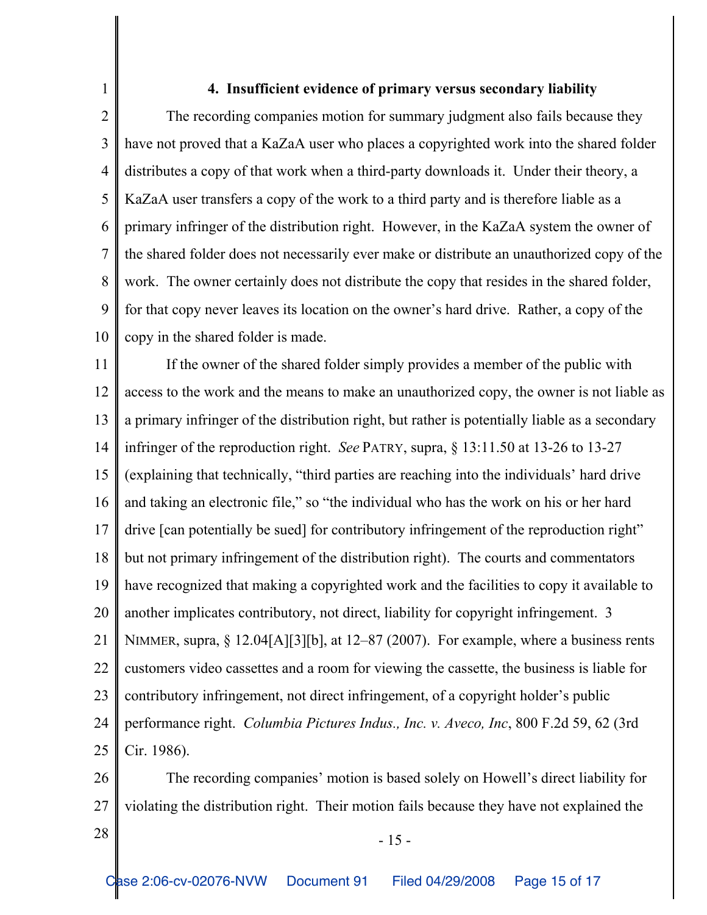**4. Insufficient evidence of primary versus secondary liability**

The recording companies motion for summary judgment also fails because they have not proved that a KaZaA user who places a copyrighted work into the shared folder distributes a copy of that work when a third-party downloads it. Under their theory, a KaZaA user transfers a copy of the work to a third party and is therefore liable as a primary infringer of the distribution right. However, in the KaZaA system the owner of the shared folder does not necessarily ever make or distribute an unauthorized copy of the work. The owner certainly does not distribute the copy that resides in the shared folder, for that copy never leaves its location on the owner's hard drive. Rather, a copy of the copy in the shared folder is made.

If the owner of the shared folder simply provides a member of the public with access to the work and the means to make an unauthorized copy, the owner is not liable as a primary infringer of the distribution right, but rather is potentially liable as a secondary infringer of the reproduction right. *See* PATRY, supra, § 13:11.50 at 13-26 to 13-27 (explaining that technically, "third parties are reaching into the individuals' hard drive and taking an electronic file," so "the individual who has the work on his or her hard drive [can potentially be sued] for contributory infringement of the reproduction right" but not primary infringement of the distribution right). The courts and commentators have recognized that making a copyrighted work and the facilities to copy it available to another implicates contributory, not direct, liability for copyright infringement. 3 NIMMER, supra, § 12.04[A][3][b], at 12–87 (2007). For example, where a business rents customers video cassettes and a room for viewing the cassette, the business is liable for contributory infringement, not direct infringement, of a copyright holder's public performance right. *Columbia Pictures Indus., Inc. v. Aveco, Inc*, 800 F.2d 59, 62 (3rd Cir. 1986).

The recording companies' motion is based solely on Howell's direct liability for violating the distribution right. Their motion fails because they have not explained the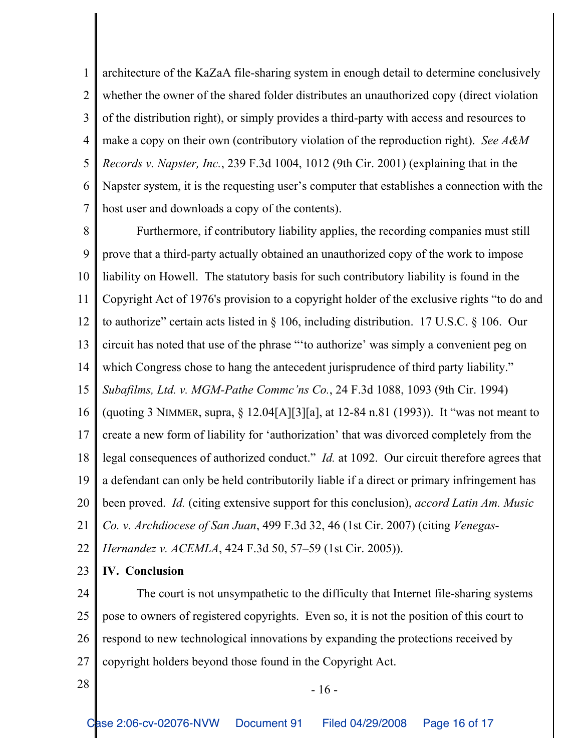architecture of the KaZaA file-sharing system in enough detail to determine conclusively whether the owner of the shared folder distributes an unauthorized copy (direct violation of the distribution right), or simply provides a third-party with access and resources to make a copy on their own (contributory violation of the reproduction right). *See A&M Records v. Napster, Inc.*, 239 F.3d 1004, 1012 (9th Cir. 2001) (explaining that in the Napster system, it is the requesting user's computer that establishes a connection with the host user and downloads a copy of the contents).

Furthermore, if contributory liability applies, the recording companies must still prove that a third-party actually obtained an unauthorized copy of the work to impose liability on Howell. The statutory basis for such contributory liability is found in the Copyright Act of 1976's provision to a copyright holder of the exclusive rights "to do and to authorize" certain acts listed in § 106, including distribution. 17 U.S.C. § 106. Our circuit has noted that use of the phrase "'to authorize' was simply a convenient peg on which Congress chose to hang the antecedent jurisprudence of third party liability." *Subafilms, Ltd. v. MGM-Pathe Commc'ns Co.*, 24 F.3d 1088, 1093 (9th Cir. 1994) (quoting 3 NIMMER, supra, § 12.04[A][3][a], at 12-84 n.81 (1993)). It "was not meant to create a new form of liability for 'authorization' that was divorced completely from the legal consequences of authorized conduct." *Id.* at 1092. Our circuit therefore agrees that a defendant can only be held contributorily liable if a direct or primary infringement has been proved. *Id.* (citing extensive support for this conclusion), *accord Latin Am. Music Co. v. Archdiocese of San Juan*, 499 F.3d 32, 46 (1st Cir. 2007) (citing *Venegas-Hernandez v. ACEMLA*, 424 F.3d 50, 57–59 (1st Cir. 2005)).

**IV. Conclusion**

The court is not unsympathetic to the difficulty that Internet file-sharing systems pose to owners of registered copyrights. Even so, it is not the position of this court to respond to new technological innovations by expanding the protections received by copyright holders beyond those found in the Copyright Act.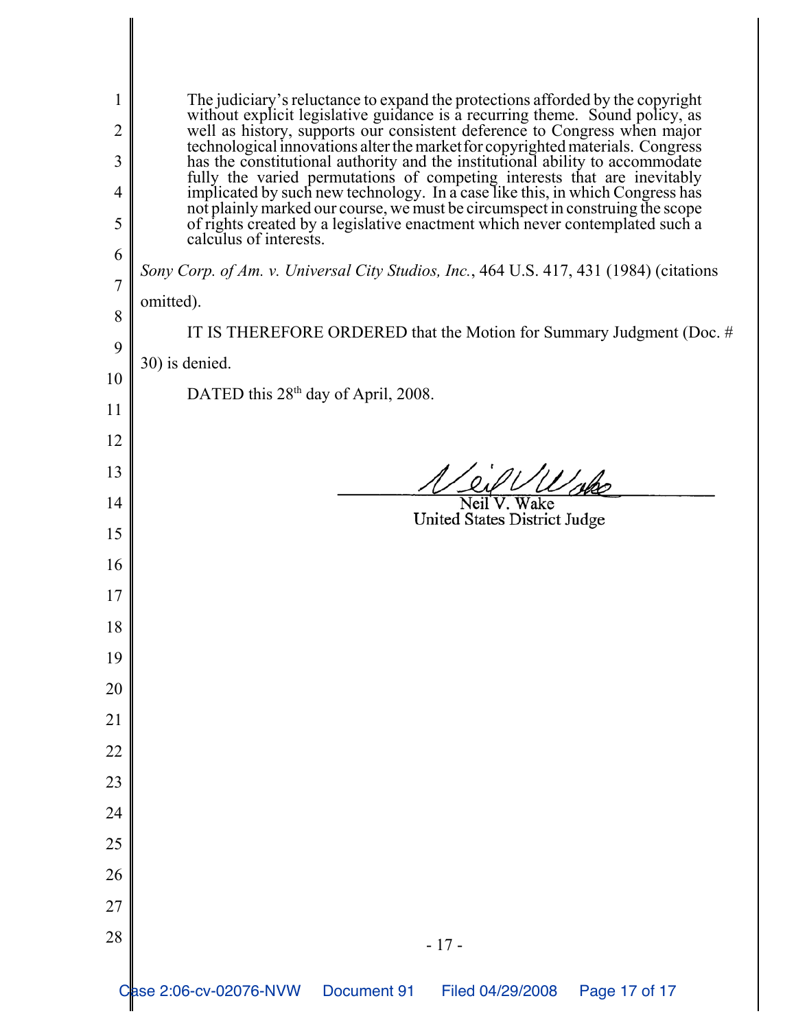> The judiciary's reluctance to expand the protections afforded by the copyright without explicit legislative guidance is a recurring theme. Sound policy, as well as history, supports our consistent deference to Congress when major technological innovations alter the market for copyrighted materials. Congress has the constitutional authority and the institutional ability to accommodate fully the varied permutations of competing interests that are inevitably implicated by such new technology. In a case like this, in which Congress has not plainly marked our course, we must be circumspect in construing the scope of rights created by a legislative enactment which never contemplated such a calculus of interests.

*Sony Corp. of Am. v. Universal City Studios, Inc.*, 464 U.S. 417, 431 (1984) (citations omitted).

IT IS THEREFORE ORDERED that the Motion for Summary Judgment (Doc. # 30) is denied.

DATED this 28th day of April, 2008.

Neil V. Wake
United States District Judge